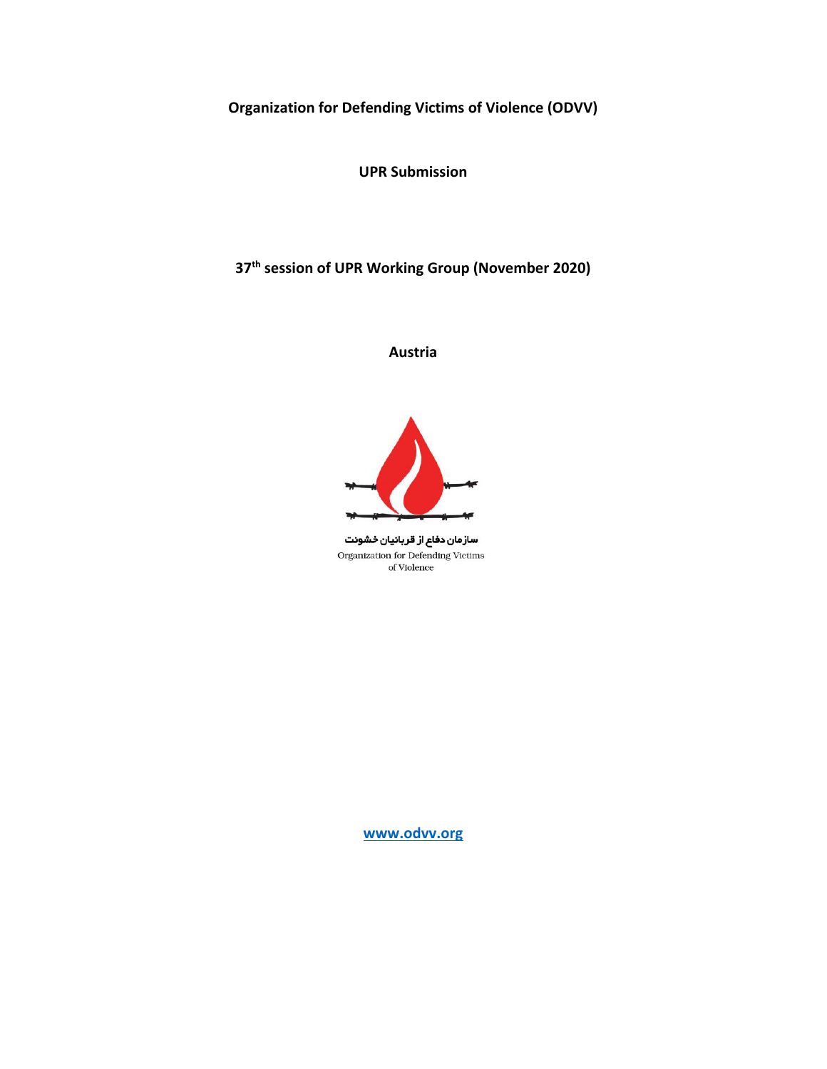**Organization for Defending Victims of Violence (ODVV)**

**UPR Submission**

**37th session of UPR Working Group (November 2020)**

**Austria**

سازمان دفاع از قربانیان خشونت

Organization for Defending Victims of Violence

www.odvv.org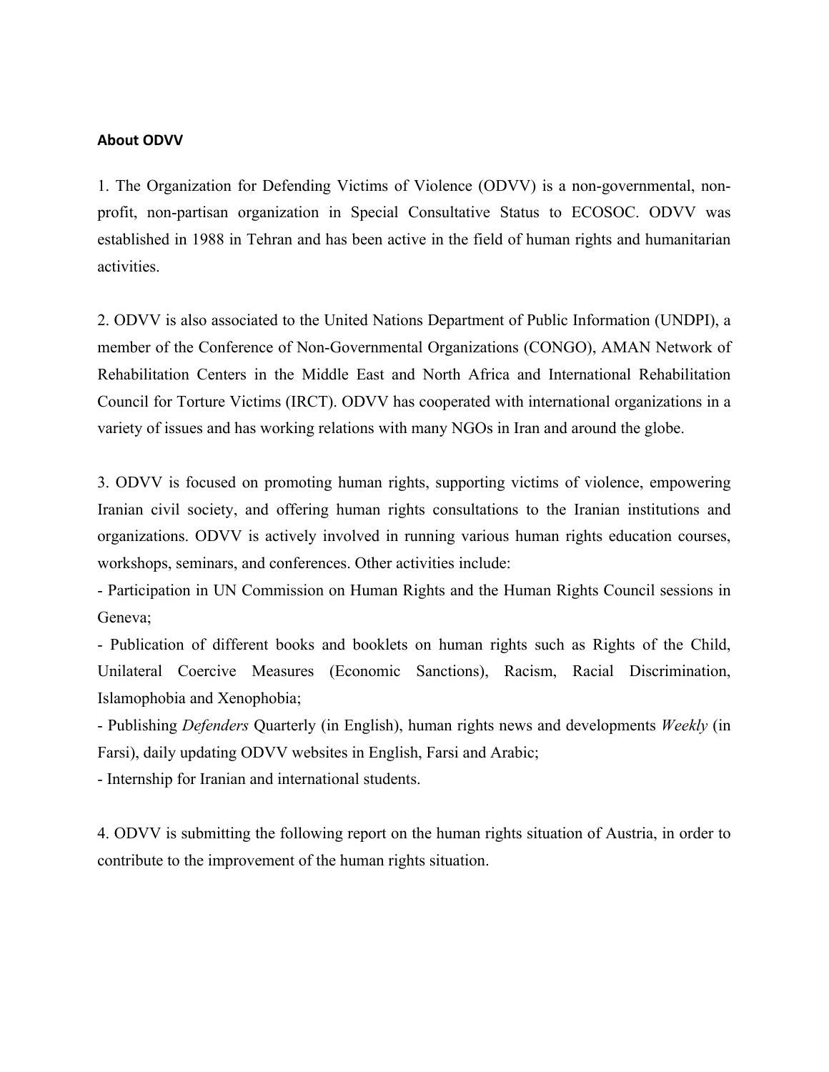**About ODVV**

1. The Organization for Defending Victims of Violence (ODVV) is a non-governmental, non-profit, non-partisan organization in Special Consultative Status to ECOSOC. ODVV was established in 1988 in Tehran and has been active in the field of human rights and humanitarian activities.

2. ODVV is also associated to the United Nations Department of Public Information (UNDPI), a member of the Conference of Non-Governmental Organizations (CONGO), AMAN Network of Rehabilitation Centers in the Middle East and North Africa and International Rehabilitation Council for Torture Victims (IRCT). ODVV has cooperated with international organizations in a variety of issues and has working relations with many NGOs in Iran and around the globe.

3. ODVV is focused on promoting human rights, supporting victims of violence, empowering Iranian civil society, and offering human rights consultations to the Iranian institutions and organizations. ODVV is actively involved in running various human rights education courses, workshops, seminars, and conferences. Other activities include:

- Participation in UN Commission on Human Rights and the Human Rights Council sessions in Geneva;
- Publication of different books and booklets on human rights such as Rights of the Child, Unilateral Coercive Measures (Economic Sanctions), Racism, Racial Discrimination, Islamophobia and Xenophobia;
- Publishing *Defenders* Quarterly (in English), human rights news and developments *Weekly* (in Farsi), daily updating ODVV websites in English, Farsi and Arabic;
- Internship for Iranian and international students.

4. ODVV is submitting the following report on the human rights situation of Austria, in order to contribute to the improvement of the human rights situation.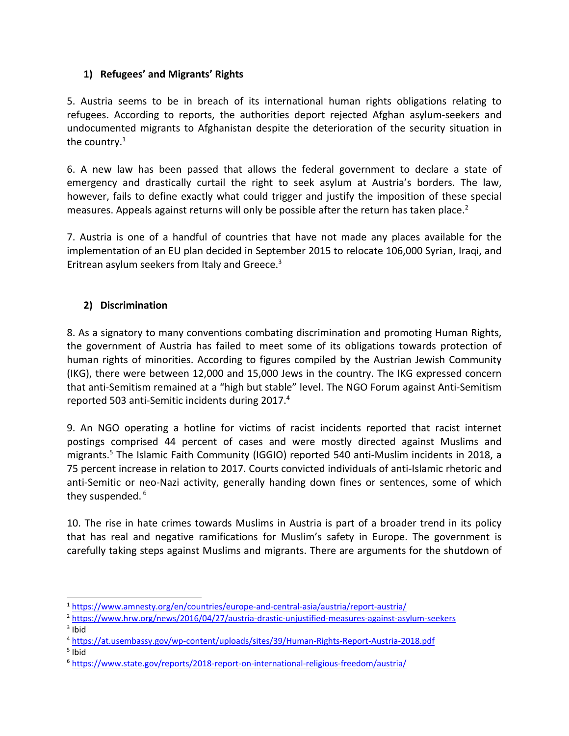## 1) Refugees' and Migrants' Rights

5. Austria seems to be in breach of its international human rights obligations relating to refugees. According to reports, the authorities deport rejected Afghan asylum-seekers and undocumented migrants to Afghanistan despite the deterioration of the security situation in the country.[1]

6. A new law has been passed that allows the federal government to declare a state of emergency and drastically curtail the right to seek asylum at Austria's borders. The law, however, fails to define exactly what could trigger and justify the imposition of these special measures. Appeals against returns will only be possible after the return has taken place.[2]

7. Austria is one of a handful of countries that have not made any places available for the implementation of an EU plan decided in September 2015 to relocate 106,000 Syrian, Iraqi, and Eritrean asylum seekers from Italy and Greece.[3]

## 2) Discrimination

8. As a signatory to many conventions combating discrimination and promoting Human Rights, the government of Austria has failed to meet some of its obligations towards protection of human rights of minorities. According to figures compiled by the Austrian Jewish Community (IKG), there were between 12,000 and 15,000 Jews in the country. The IKG expressed concern that anti-Semitism remained at a "high but stable" level. The NGO Forum against Anti-Semitism reported 503 anti-Semitic incidents during 2017.[4]

9. An NGO operating a hotline for victims of racist incidents reported that racist internet postings comprised 44 percent of cases and were mostly directed against Muslims and migrants.[5] The Islamic Faith Community (IGGIO) reported 540 anti-Muslim incidents in 2018, a 75 percent increase in relation to 2017. Courts convicted individuals of anti-Islamic rhetoric and anti-Semitic or neo-Nazi activity, generally handing down fines or sentences, some of which they suspended. [6]

10. The rise in hate crimes towards Muslims in Austria is part of a broader trend in its policy that has real and negative ramifications for Muslim's safety in Europe. The government is carefully taking steps against Muslims and migrants. There are arguments for the shutdown of

---

[1] https://www.amnesty.org/en/countries/europe-and-central-asia/austria/report-austria/

[2] https://www.hrw.org/news/2016/04/27/austria-drastic-unjustified-measures-against-asylum-seekers

[3] Ibid

[4] https://at.usembassy.gov/wp-content/uploads/sites/39/Human-Rights-Report-Austria-2018.pdf

[5] Ibid

[6] https://www.state.gov/reports/2018-report-on-international-religious-freedom/austria/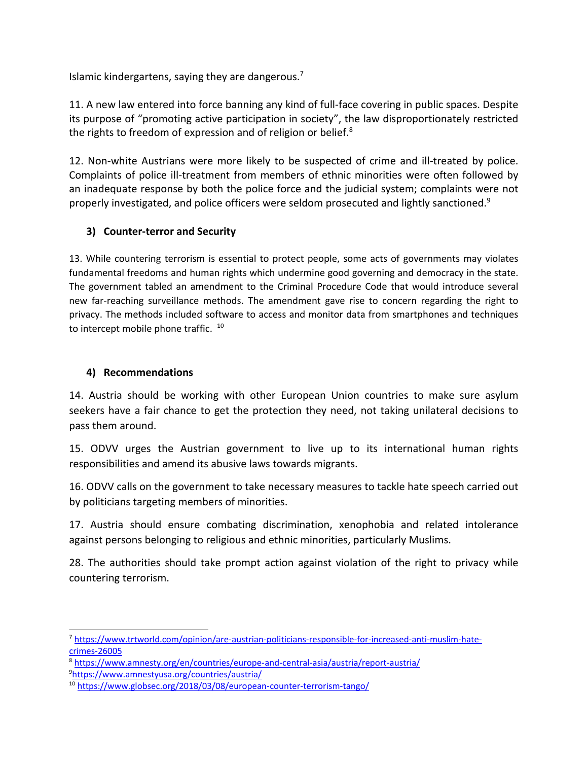Islamic kindergartens, saying they are dangerous.[7]

11. A new law entered into force banning any kind of full-face covering in public spaces. Despite its purpose of "promoting active participation in society", the law disproportionately restricted the rights to freedom of expression and of religion or belief.[8]

12. Non-white Austrians were more likely to be suspected of crime and ill-treated by police. Complaints of police ill-treatment from members of ethnic minorities were often followed by an inadequate response by both the police force and the judicial system; complaints were not properly investigated, and police officers were seldom prosecuted and lightly sanctioned.[9]

### 3) Counter-terror and Security

13. While countering terrorism is essential to protect people, some acts of governments may violates fundamental freedoms and human rights which undermine good governing and democracy in the state. The government tabled an amendment to the Criminal Procedure Code that would introduce several new far-reaching surveillance methods. The amendment gave rise to concern regarding the right to privacy. The methods included software to access and monitor data from smartphones and techniques to intercept mobile phone traffic. [10]

### 4) Recommendations

14. Austria should be working with other European Union countries to make sure asylum seekers have a fair chance to get the protection they need, not taking unilateral decisions to pass them around.

15. ODVV urges the Austrian government to live up to its international human rights responsibilities and amend its abusive laws towards migrants.

16. ODVV calls on the government to take necessary measures to tackle hate speech carried out by politicians targeting members of minorities.

17. Austria should ensure combating discrimination, xenophobia and related intolerance against persons belonging to religious and ethnic minorities, particularly Muslims.

28. The authorities should take prompt action against violation of the right to privacy while countering terrorism.

---

[7] https://www.trtworld.com/opinion/are-austrian-politicians-responsible-for-increased-anti-muslim-hate-crimes-26005

[8] https://www.amnesty.org/en/countries/europe-and-central-asia/austria/report-austria/

[9] https://www.amnestyusa.org/countries/austria/

[10] https://www.globsec.org/2018/03/08/european-counter-terrorism-tango/